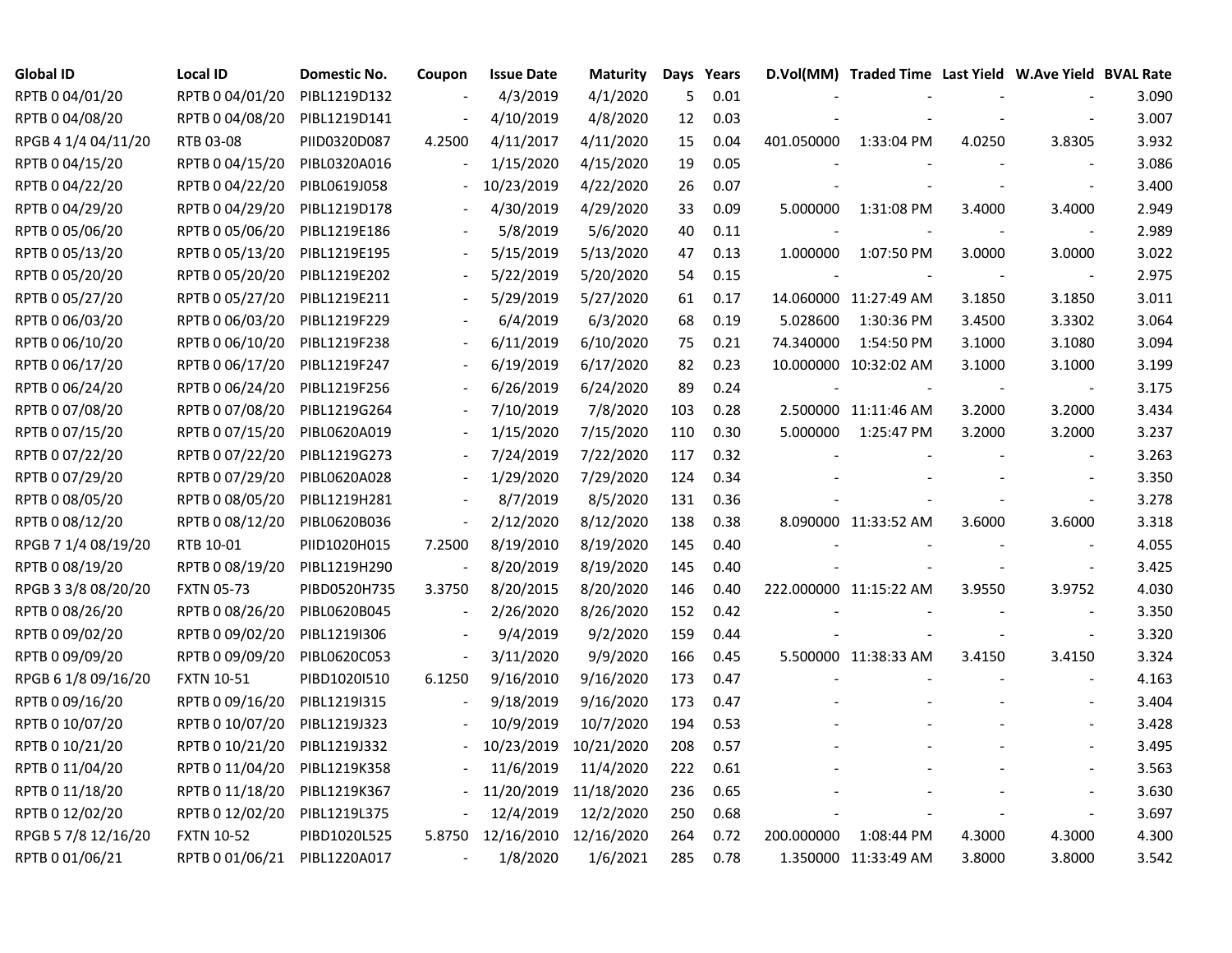| Global ID | Local ID | Domestic No. | Coupon | Issue Date | Maturity | Days | Years | D.Vol(MM) | Traded Time | Last Yield | W.Ave Yield | BVAL Rate |
|---|---|---|---|---|---|---|---|---|---|---|---|---|
| RPTB 0 04/01/20 | RPTB 0 04/01/20 | PIBL1219D132 | - | 4/3/2019 | 4/1/2020 | 5 | 0.01 | - | - | - | - | 3.090 |
| RPTB 0 04/08/20 | RPTB 0 04/08/20 | PIBL1219D141 | - | 4/10/2019 | 4/8/2020 | 12 | 0.03 | - | - | - | - | 3.007 |
| RPGB 4 1/4 04/11/20 | RTB 03-08 | PIID0320D087 | 4.2500 | 4/11/2017 | 4/11/2020 | 15 | 0.04 | 401.050000 | 1:33:04 PM | 4.0250 | 3.8305 | 3.932 |
| RPTB 0 04/15/20 | RPTB 0 04/15/20 | PIBL0320A016 | - | 1/15/2020 | 4/15/2020 | 19 | 0.05 | - | - | - | - | 3.086 |
| RPTB 0 04/22/20 | RPTB 0 04/22/20 | PIBL0619J058 | - | 10/23/2019 | 4/22/2020 | 26 | 0.07 | - | - | - | - | 3.400 |
| RPTB 0 04/29/20 | RPTB 0 04/29/20 | PIBL1219D178 | - | 4/30/2019 | 4/29/2020 | 33 | 0.09 | 5.000000 | 1:31:08 PM | 3.4000 | 3.4000 | 2.949 |
| RPTB 0 05/06/20 | RPTB 0 05/06/20 | PIBL1219E186 | - | 5/8/2019 | 5/6/2020 | 40 | 0.11 | - | - | - | - | 2.989 |
| RPTB 0 05/13/20 | RPTB 0 05/13/20 | PIBL1219E195 | - | 5/15/2019 | 5/13/2020 | 47 | 0.13 | 1.000000 | 1:07:50 PM | 3.0000 | 3.0000 | 3.022 |
| RPTB 0 05/20/20 | RPTB 0 05/20/20 | PIBL1219E202 | - | 5/22/2019 | 5/20/2020 | 54 | 0.15 | - | - | - | - | 2.975 |
| RPTB 0 05/27/20 | RPTB 0 05/27/20 | PIBL1219E211 | - | 5/29/2019 | 5/27/2020 | 61 | 0.17 | 14.060000 | 11:27:49 AM | 3.1850 | 3.1850 | 3.011 |
| RPTB 0 06/03/20 | RPTB 0 06/03/20 | PIBL1219F229 | - | 6/4/2019 | 6/3/2020 | 68 | 0.19 | 5.028600 | 1:30:36 PM | 3.4500 | 3.3302 | 3.064 |
| RPTB 0 06/10/20 | RPTB 0 06/10/20 | PIBL1219F238 | - | 6/11/2019 | 6/10/2020 | 75 | 0.21 | 74.340000 | 1:54:50 PM | 3.1000 | 3.1080 | 3.094 |
| RPTB 0 06/17/20 | RPTB 0 06/17/20 | PIBL1219F247 | - | 6/19/2019 | 6/17/2020 | 82 | 0.23 | 10.000000 | 10:32:02 AM | 3.1000 | 3.1000 | 3.199 |
| RPTB 0 06/24/20 | RPTB 0 06/24/20 | PIBL1219F256 | - | 6/26/2019 | 6/24/2020 | 89 | 0.24 | - | - | - | - | 3.175 |
| RPTB 0 07/08/20 | RPTB 0 07/08/20 | PIBL1219G264 | - | 7/10/2019 | 7/8/2020 | 103 | 0.28 | 2.500000 | 11:11:46 AM | 3.2000 | 3.2000 | 3.434 |
| RPTB 0 07/15/20 | RPTB 0 07/15/20 | PIBL0620A019 | - | 1/15/2020 | 7/15/2020 | 110 | 0.30 | 5.000000 | 1:25:47 PM | 3.2000 | 3.2000 | 3.237 |
| RPTB 0 07/22/20 | RPTB 0 07/22/20 | PIBL1219G273 | - | 7/24/2019 | 7/22/2020 | 117 | 0.32 | - | - | - | - | 3.263 |
| RPTB 0 07/29/20 | RPTB 0 07/29/20 | PIBL0620A028 | - | 1/29/2020 | 7/29/2020 | 124 | 0.34 | - | - | - | - | 3.350 |
| RPTB 0 08/05/20 | RPTB 0 08/05/20 | PIBL1219H281 | - | 8/7/2019 | 8/5/2020 | 131 | 0.36 | - | - | - | - | 3.278 |
| RPTB 0 08/12/20 | RPTB 0 08/12/20 | PIBL0620B036 | - | 2/12/2020 | 8/12/2020 | 138 | 0.38 | 8.090000 | 11:33:52 AM | 3.6000 | 3.6000 | 3.318 |
| RPGB 7 1/4 08/19/20 | RTB 10-01 | PIID1020H015 | 7.2500 | 8/19/2010 | 8/19/2020 | 145 | 0.40 | - | - | - | - | 4.055 |
| RPTB 0 08/19/20 | RPTB 0 08/19/20 | PIBL1219H290 | - | 8/20/2019 | 8/19/2020 | 145 | 0.40 | - | - | - | - | 3.425 |
| RPGB 3 3/8 08/20/20 | FXTN 05-73 | PIBD0520H735 | 3.3750 | 8/20/2015 | 8/20/2020 | 146 | 0.40 | 222.000000 | 11:15:22 AM | 3.9550 | 3.9752 | 4.030 |
| RPTB 0 08/26/20 | RPTB 0 08/26/20 | PIBL0620B045 | - | 2/26/2020 | 8/26/2020 | 152 | 0.42 | - | - | - | - | 3.350 |
| RPTB 0 09/02/20 | RPTB 0 09/02/20 | PIBL1219I306 | - | 9/4/2019 | 9/2/2020 | 159 | 0.44 | - | - | - | - | 3.320 |
| RPTB 0 09/09/20 | RPTB 0 09/09/20 | PIBL0620C053 | - | 3/11/2020 | 9/9/2020 | 166 | 0.45 | 5.500000 | 11:38:33 AM | 3.4150 | 3.4150 | 3.324 |
| RPGB 6 1/8 09/16/20 | FXTN 10-51 | PIBD1020I510 | 6.1250 | 9/16/2010 | 9/16/2020 | 173 | 0.47 | - | - | - | - | 4.163 |
| RPTB 0 09/16/20 | RPTB 0 09/16/20 | PIBL1219I315 | - | 9/18/2019 | 9/16/2020 | 173 | 0.47 | - | - | - | - | 3.404 |
| RPTB 0 10/07/20 | RPTB 0 10/07/20 | PIBL1219J323 | - | 10/9/2019 | 10/7/2020 | 194 | 0.53 | - | - | - | - | 3.428 |
| RPTB 0 10/21/20 | RPTB 0 10/21/20 | PIBL1219J332 | - | 10/23/2019 | 10/21/2020 | 208 | 0.57 | - | - | - | - | 3.495 |
| RPTB 0 11/04/20 | RPTB 0 11/04/20 | PIBL1219K358 | - | 11/6/2019 | 11/4/2020 | 222 | 0.61 | - | - | - | - | 3.563 |
| RPTB 0 11/18/20 | RPTB 0 11/18/20 | PIBL1219K367 | - | 11/20/2019 | 11/18/2020 | 236 | 0.65 | - | - | - | - | 3.630 |
| RPTB 0 12/02/20 | RPTB 0 12/02/20 | PIBL1219L375 | - | 12/4/2019 | 12/2/2020 | 250 | 0.68 | - | - | - | - | 3.697 |
| RPGB 5 7/8 12/16/20 | FXTN 10-52 | PIBD1020L525 | 5.8750 | 12/16/2010 | 12/16/2020 | 264 | 0.72 | 200.000000 | 1:08:44 PM | 4.3000 | 4.3000 | 4.300 |
| RPTB 0 01/06/21 | RPTB 0 01/06/21 | PIBL1220A017 | - | 1/8/2020 | 1/6/2021 | 285 | 0.78 | 1.350000 | 11:33:49 AM | 3.8000 | 3.8000 | 3.542 |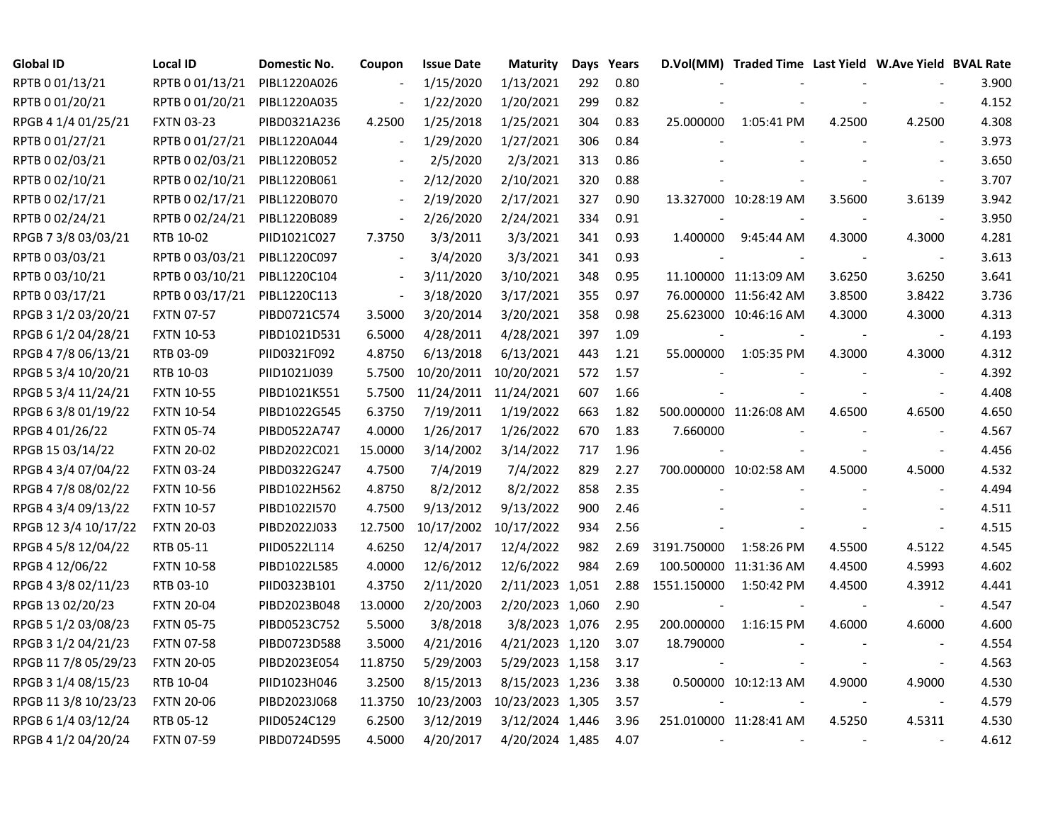| Global ID | Local ID | Domestic No. | Coupon | Issue Date | Maturity | Days | Years | D.Vol(MM) | Traded Time | Last Yield | W.Ave Yield | BVAL Rate |
|---|---|---|---|---|---|---|---|---|---|---|---|---|
| RPTB 0 01/13/21 | RPTB 0 01/13/21 | PIBL1220A026 | - | 1/15/2020 | 1/13/2021 | 292 | 0.80 | - | - | - | - | 3.900 |
| RPTB 0 01/20/21 | RPTB 0 01/20/21 | PIBL1220A035 | - | 1/22/2020 | 1/20/2021 | 299 | 0.82 | - | - | - | - | 4.152 |
| RPGB 4 1/4 01/25/21 | FXTN 03-23 | PIBD0321A236 | 4.2500 | 1/25/2018 | 1/25/2021 | 304 | 0.83 | 25.000000 | 1:05:41 PM | 4.2500 | 4.2500 | 4.308 |
| RPTB 0 01/27/21 | RPTB 0 01/27/21 | PIBL1220A044 | - | 1/29/2020 | 1/27/2021 | 306 | 0.84 | - | - | - | - | 3.973 |
| RPTB 0 02/03/21 | RPTB 0 02/03/21 | PIBL1220B052 | - | 2/5/2020 | 2/3/2021 | 313 | 0.86 | - | - | - | - | 3.650 |
| RPTB 0 02/10/21 | RPTB 0 02/10/21 | PIBL1220B061 | - | 2/12/2020 | 2/10/2021 | 320 | 0.88 | - | - | - | - | 3.707 |
| RPTB 0 02/17/21 | RPTB 0 02/17/21 | PIBL1220B070 | - | 2/19/2020 | 2/17/2021 | 327 | 0.90 | 13.327000 | 10:28:19 AM | 3.5600 | 3.6139 | 3.942 |
| RPTB 0 02/24/21 | RPTB 0 02/24/21 | PIBL1220B089 | - | 2/26/2020 | 2/24/2021 | 334 | 0.91 | - | - | - | - | 3.950 |
| RPGB 7 3/8 03/03/21 | RTB 10-02 | PIID1021C027 | 7.3750 | 3/3/2011 | 3/3/2021 | 341 | 0.93 | 1.400000 | 9:45:44 AM | 4.3000 | 4.3000 | 4.281 |
| RPTB 0 03/03/21 | RPTB 0 03/03/21 | PIBL1220C097 | - | 3/4/2020 | 3/3/2021 | 341 | 0.93 | - | - | - | - | 3.613 |
| RPTB 0 03/10/21 | RPTB 0 03/10/21 | PIBL1220C104 | - | 3/11/2020 | 3/10/2021 | 348 | 0.95 | 11.100000 | 11:13:09 AM | 3.6250 | 3.6250 | 3.641 |
| RPTB 0 03/17/21 | RPTB 0 03/17/21 | PIBL1220C113 | - | 3/18/2020 | 3/17/2021 | 355 | 0.97 | 76.000000 | 11:56:42 AM | 3.8500 | 3.8422 | 3.736 |
| RPGB 3 1/2 03/20/21 | FXTN 07-57 | PIBD0721C574 | 3.5000 | 3/20/2014 | 3/20/2021 | 358 | 0.98 | 25.623000 | 10:46:16 AM | 4.3000 | 4.3000 | 4.313 |
| RPGB 6 1/2 04/28/21 | FXTN 10-53 | PIBD1021D531 | 6.5000 | 4/28/2011 | 4/28/2021 | 397 | 1.09 | - | - | - | - | 4.193 |
| RPGB 4 7/8 06/13/21 | RTB 03-09 | PIID0321F092 | 4.8750 | 6/13/2018 | 6/13/2021 | 443 | 1.21 | 55.000000 | 1:05:35 PM | 4.3000 | 4.3000 | 4.312 |
| RPGB 5 3/4 10/20/21 | RTB 10-03 | PIID1021J039 | 5.7500 | 10/20/2011 | 10/20/2021 | 572 | 1.57 | - | - | - | - | 4.392 |
| RPGB 5 3/4 11/24/21 | FXTN 10-55 | PIBD1021K551 | 5.7500 | 11/24/2011 | 11/24/2021 | 607 | 1.66 | - | - | - | - | 4.408 |
| RPGB 6 3/8 01/19/22 | FXTN 10-54 | PIBD1022G545 | 6.3750 | 7/19/2011 | 1/19/2022 | 663 | 1.82 | 500.000000 | 11:26:08 AM | 4.6500 | 4.6500 | 4.650 |
| RPGB 4 01/26/22 | FXTN 05-74 | PIBD0522A747 | 4.0000 | 1/26/2017 | 1/26/2022 | 670 | 1.83 | 7.660000 | - | - | - | 4.567 |
| RPGB 15 03/14/22 | FXTN 20-02 | PIBD2022C021 | 15.0000 | 3/14/2002 | 3/14/2022 | 717 | 1.96 | - | - | - | - | 4.456 |
| RPGB 4 3/4 07/04/22 | FXTN 03-24 | PIBD0322G247 | 4.7500 | 7/4/2019 | 7/4/2022 | 829 | 2.27 | 700.000000 | 10:02:58 AM | 4.5000 | 4.5000 | 4.532 |
| RPGB 4 7/8 08/02/22 | FXTN 10-56 | PIBD1022H562 | 4.8750 | 8/2/2012 | 8/2/2022 | 858 | 2.35 | - | - | - | - | 4.494 |
| RPGB 4 3/4 09/13/22 | FXTN 10-57 | PIBD1022I570 | 4.7500 | 9/13/2012 | 9/13/2022 | 900 | 2.46 | - | - | - | - | 4.511 |
| RPGB 12 3/4 10/17/22 | FXTN 20-03 | PIBD2022J033 | 12.7500 | 10/17/2002 | 10/17/2022 | 934 | 2.56 | - | - | - | - | 4.515 |
| RPGB 4 5/8 12/04/22 | RTB 05-11 | PIID0522L114 | 4.6250 | 12/4/2017 | 12/4/2022 | 982 | 2.69 | 3191.750000 | 1:58:26 PM | 4.5500 | 4.5122 | 4.545 |
| RPGB 4 12/06/22 | FXTN 10-58 | PIBD1022L585 | 4.0000 | 12/6/2012 | 12/6/2022 | 984 | 2.69 | 100.500000 | 11:31:36 AM | 4.4500 | 4.5993 | 4.602 |
| RPGB 4 3/8 02/11/23 | RTB 03-10 | PIID0323B101 | 4.3750 | 2/11/2020 | 2/11/2023 | 1,051 | 2.88 | 1551.150000 | 1:50:42 PM | 4.4500 | 4.3912 | 4.441 |
| RPGB 13 02/20/23 | FXTN 20-04 | PIBD2023B048 | 13.0000 | 2/20/2003 | 2/20/2023 | 1,060 | 2.90 | - | - | - | - | 4.547 |
| RPGB 5 1/2 03/08/23 | FXTN 05-75 | PIBD0523C752 | 5.5000 | 3/8/2018 | 3/8/2023 | 1,076 | 2.95 | 200.000000 | 1:16:15 PM | 4.6000 | 4.6000 | 4.600 |
| RPGB 3 1/2 04/21/23 | FXTN 07-58 | PIBD0723D588 | 3.5000 | 4/21/2016 | 4/21/2023 | 1,120 | 3.07 | 18.790000 | - | - | - | 4.554 |
| RPGB 11 7/8 05/29/23 | FXTN 20-05 | PIBD2023E054 | 11.8750 | 5/29/2003 | 5/29/2023 | 1,158 | 3.17 | - | - | - | - | 4.563 |
| RPGB 3 1/4 08/15/23 | RTB 10-04 | PIID1023H046 | 3.2500 | 8/15/2013 | 8/15/2023 | 1,236 | 3.38 | 0.500000 | 10:12:13 AM | 4.9000 | 4.9000 | 4.530 |
| RPGB 11 3/8 10/23/23 | FXTN 20-06 | PIBD2023J068 | 11.3750 | 10/23/2003 | 10/23/2023 | 1,305 | 3.57 | - | - | - | - | 4.579 |
| RPGB 6 1/4 03/12/24 | RTB 05-12 | PIID0524C129 | 6.2500 | 3/12/2019 | 3/12/2024 | 1,446 | 3.96 | 251.010000 | 11:28:41 AM | 4.5250 | 4.5311 | 4.530 |
| RPGB 4 1/2 04/20/24 | FXTN 07-59 | PIBD0724D595 | 4.5000 | 4/20/2017 | 4/20/2024 | 1,485 | 4.07 | - | - | - | - | 4.612 |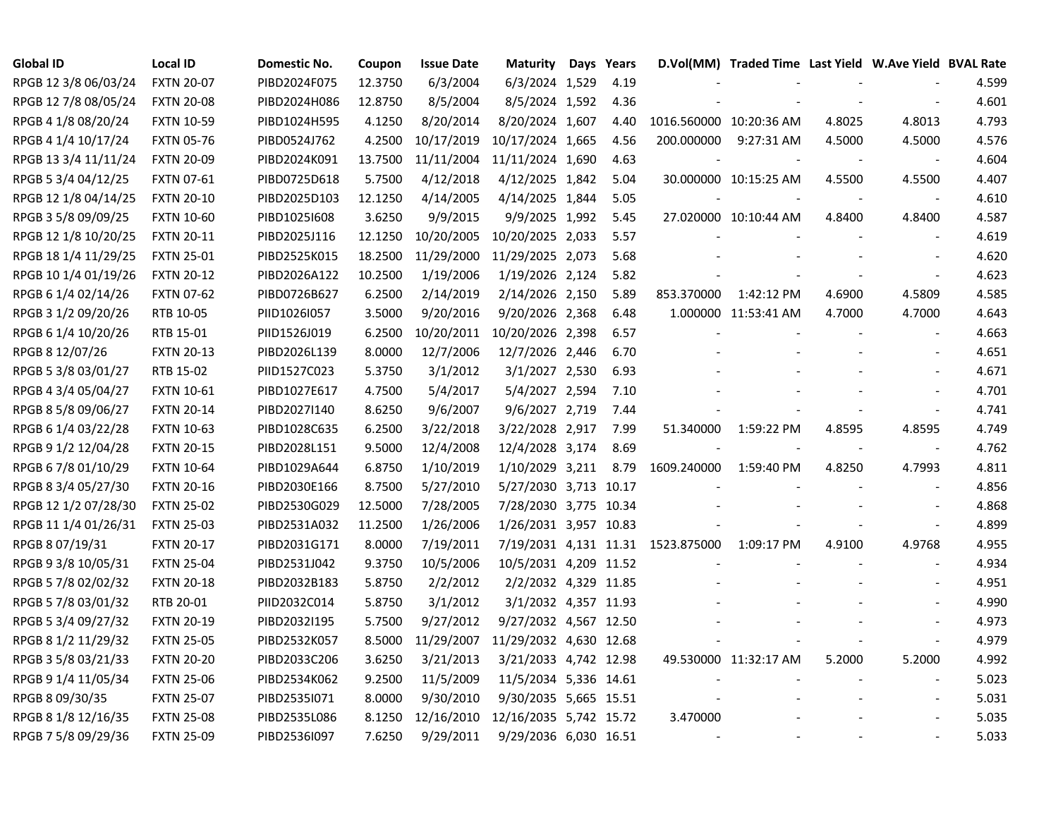| Global ID | Local ID | Domestic No. | Coupon | Issue Date | Maturity | Days | Years | D.Vol(MM) | Traded Time | Last Yield | W.Ave Yield | BVAL Rate |
|---|---|---|---|---|---|---|---|---|---|---|---|---|
| RPGB 12 3/8 06/03/24 | FXTN 20-07 | PIBD2024F075 | 12.3750 | 6/3/2004 | 6/3/2024 | 1,529 | 4.19 | - | - | - | - | 4.599 |
| RPGB 12 7/8 08/05/24 | FXTN 20-08 | PIBD2024H086 | 12.8750 | 8/5/2004 | 8/5/2024 | 1,592 | 4.36 | - | - | - | - | 4.601 |
| RPGB 4 1/8 08/20/24 | FXTN 10-59 | PIBD1024H595 | 4.1250 | 8/20/2014 | 8/20/2024 | 1,607 | 4.40 | 1016.560000 | 10:20:36 AM | 4.8025 | 4.8013 | 4.793 |
| RPGB 4 1/4 10/17/24 | FXTN 05-76 | PIBD0524J762 | 4.2500 | 10/17/2019 | 10/17/2024 | 1,665 | 4.56 | 200.000000 | 9:27:31 AM | 4.5000 | 4.5000 | 4.576 |
| RPGB 13 3/4 11/11/24 | FXTN 20-09 | PIBD2024K091 | 13.7500 | 11/11/2004 | 11/11/2024 | 1,690 | 4.63 | - | - | - | - | 4.604 |
| RPGB 5 3/4 04/12/25 | FXTN 07-61 | PIBD0725D618 | 5.7500 | 4/12/2018 | 4/12/2025 | 1,842 | 5.04 | 30.000000 | 10:15:25 AM | 4.5500 | 4.5500 | 4.407 |
| RPGB 12 1/8 04/14/25 | FXTN 20-10 | PIBD2025D103 | 12.1250 | 4/14/2005 | 4/14/2025 | 1,844 | 5.05 | - | - | - | - | 4.610 |
| RPGB 3 5/8 09/09/25 | FXTN 10-60 | PIBD1025I608 | 3.6250 | 9/9/2015 | 9/9/2025 | 1,992 | 5.45 | 27.020000 | 10:10:44 AM | 4.8400 | 4.8400 | 4.587 |
| RPGB 12 1/8 10/20/25 | FXTN 20-11 | PIBD2025J116 | 12.1250 | 10/20/2005 | 10/20/2025 | 2,033 | 5.57 | - | - | - | - | 4.619 |
| RPGB 18 1/4 11/29/25 | FXTN 25-01 | PIBD2525K015 | 18.2500 | 11/29/2000 | 11/29/2025 | 2,073 | 5.68 | - | - | - | - | 4.620 |
| RPGB 10 1/4 01/19/26 | FXTN 20-12 | PIBD2026A122 | 10.2500 | 1/19/2006 | 1/19/2026 | 2,124 | 5.82 | - | - | - | - | 4.623 |
| RPGB 6 1/4 02/14/26 | FXTN 07-62 | PIBD0726B627 | 6.2500 | 2/14/2019 | 2/14/2026 | 2,150 | 5.89 | 853.370000 | 1:42:12 PM | 4.6900 | 4.5809 | 4.585 |
| RPGB 3 1/2 09/20/26 | RTB 10-05 | PIID1026I057 | 3.5000 | 9/20/2016 | 9/20/2026 | 2,368 | 6.48 | 1.000000 | 11:53:41 AM | 4.7000 | 4.7000 | 4.643 |
| RPGB 6 1/4 10/20/26 | RTB 15-01 | PIID1526J019 | 6.2500 | 10/20/2011 | 10/20/2026 | 2,398 | 6.57 | - | - | - | - | 4.663 |
| RPGB 8 12/07/26 | FXTN 20-13 | PIBD2026L139 | 8.0000 | 12/7/2006 | 12/7/2026 | 2,446 | 6.70 | - | - | - | - | 4.651 |
| RPGB 5 3/8 03/01/27 | RTB 15-02 | PIID1527C023 | 5.3750 | 3/1/2012 | 3/1/2027 | 2,530 | 6.93 | - | - | - | - | 4.671 |
| RPGB 4 3/4 05/04/27 | FXTN 10-61 | PIBD1027E617 | 4.7500 | 5/4/2017 | 5/4/2027 | 2,594 | 7.10 | - | - | - | - | 4.701 |
| RPGB 8 5/8 09/06/27 | FXTN 20-14 | PIBD2027I140 | 8.6250 | 9/6/2007 | 9/6/2027 | 2,719 | 7.44 | - | - | - | - | 4.741 |
| RPGB 6 1/4 03/22/28 | FXTN 10-63 | PIBD1028C635 | 6.2500 | 3/22/2018 | 3/22/2028 | 2,917 | 7.99 | 51.340000 | 1:59:22 PM | 4.8595 | 4.8595 | 4.749 |
| RPGB 9 1/2 12/04/28 | FXTN 20-15 | PIBD2028L151 | 9.5000 | 12/4/2008 | 12/4/2028 | 3,174 | 8.69 | - | - | - | - | 4.762 |
| RPGB 6 7/8 01/10/29 | FXTN 10-64 | PIBD1029A644 | 6.8750 | 1/10/2019 | 1/10/2029 | 3,211 | 8.79 | 1609.240000 | 1:59:40 PM | 4.8250 | 4.7993 | 4.811 |
| RPGB 8 3/4 05/27/30 | FXTN 20-16 | PIBD2030E166 | 8.7500 | 5/27/2010 | 5/27/2030 | 3,713 | 10.17 | - | - | - | - | 4.856 |
| RPGB 12 1/2 07/28/30 | FXTN 25-02 | PIBD2530G029 | 12.5000 | 7/28/2005 | 7/28/2030 | 3,775 | 10.34 | - | - | - | - | 4.868 |
| RPGB 11 1/4 01/26/31 | FXTN 25-03 | PIBD2531A032 | 11.2500 | 1/26/2006 | 1/26/2031 | 3,957 | 10.83 | - | - | - | - | 4.899 |
| RPGB 8 07/19/31 | FXTN 20-17 | PIBD2031G171 | 8.0000 | 7/19/2011 | 7/19/2031 | 4,131 | 11.31 | 1523.875000 | 1:09:17 PM | 4.9100 | 4.9768 | 4.955 |
| RPGB 9 3/8 10/05/31 | FXTN 25-04 | PIBD2531J042 | 9.3750 | 10/5/2006 | 10/5/2031 | 4,209 | 11.52 | - | - | - | - | 4.934 |
| RPGB 5 7/8 02/02/32 | FXTN 20-18 | PIBD2032B183 | 5.8750 | 2/2/2012 | 2/2/2032 | 4,329 | 11.85 | - | - | - | - | 4.951 |
| RPGB 5 7/8 03/01/32 | RTB 20-01 | PIID2032C014 | 5.8750 | 3/1/2012 | 3/1/2032 | 4,357 | 11.93 | - | - | - | - | 4.990 |
| RPGB 5 3/4 09/27/32 | FXTN 20-19 | PIBD2032I195 | 5.7500 | 9/27/2012 | 9/27/2032 | 4,567 | 12.50 | - | - | - | - | 4.973 |
| RPGB 8 1/2 11/29/32 | FXTN 25-05 | PIBD2532K057 | 8.5000 | 11/29/2007 | 11/29/2032 | 4,630 | 12.68 | - | - | - | - | 4.979 |
| RPGB 3 5/8 03/21/33 | FXTN 20-20 | PIBD2033C206 | 3.6250 | 3/21/2013 | 3/21/2033 | 4,742 | 12.98 | 49.530000 | 11:32:17 AM | 5.2000 | 5.2000 | 4.992 |
| RPGB 9 1/4 11/05/34 | FXTN 25-06 | PIBD2534K062 | 9.2500 | 11/5/2009 | 11/5/2034 | 5,336 | 14.61 | - | - | - | - | 5.023 |
| RPGB 8 09/30/35 | FXTN 25-07 | PIBD2535I071 | 8.0000 | 9/30/2010 | 9/30/2035 | 5,665 | 15.51 | - | - | - | - | 5.031 |
| RPGB 8 1/8 12/16/35 | FXTN 25-08 | PIBD2535L086 | 8.1250 | 12/16/2010 | 12/16/2035 | 5,742 | 15.72 | 3.470000 | - | - | - | 5.035 |
| RPGB 7 5/8 09/29/36 | FXTN 25-09 | PIBD2536I097 | 7.6250 | 9/29/2011 | 9/29/2036 | 6,030 | 16.51 | - | - | - | - | 5.033 |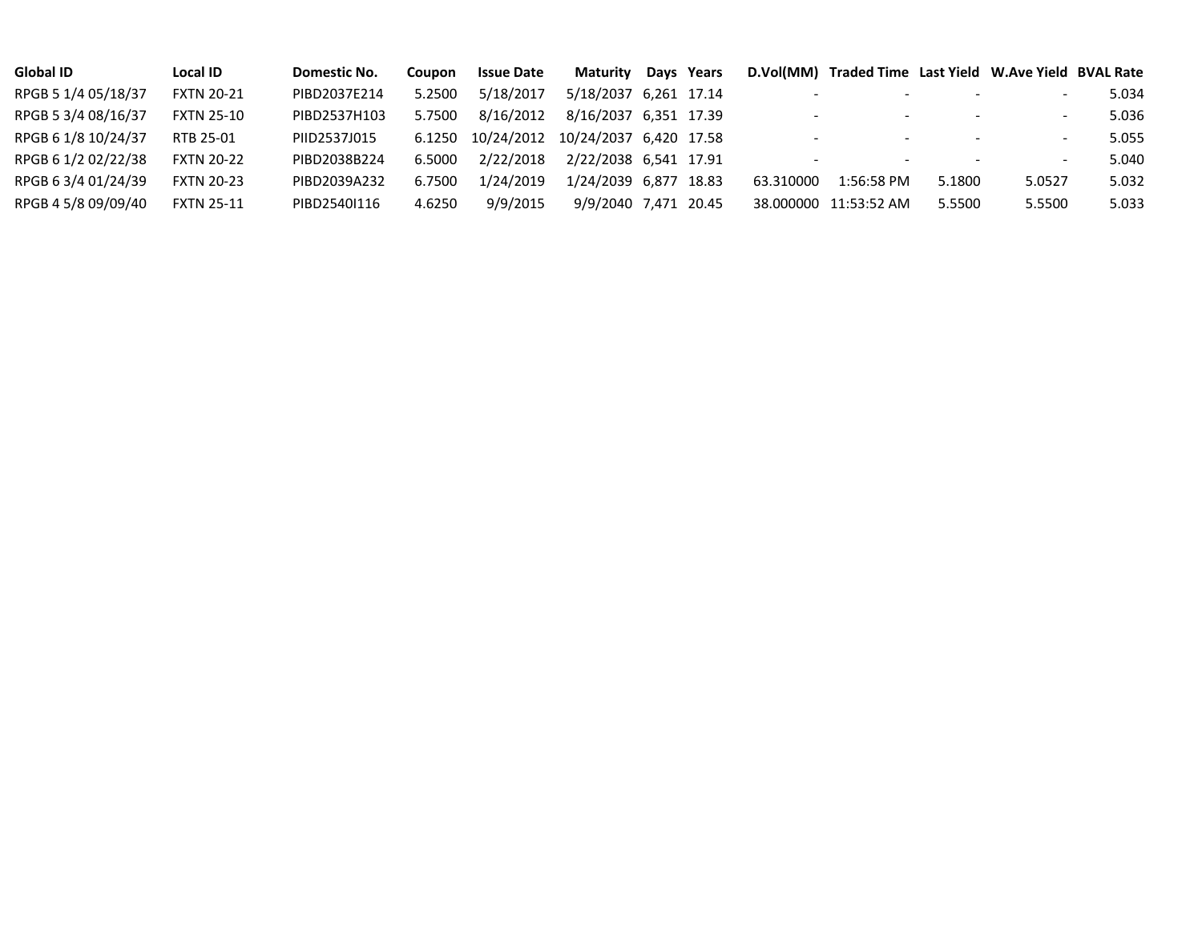| Global ID | Local ID | Domestic No. | Coupon | Issue Date | Maturity | Days | Years | D.Vol(MM) | Traded Time | Last Yield | W.Ave Yield | BVAL Rate |
|---|---|---|---|---|---|---|---|---|---|---|---|---|
| RPGB 5 1/4 05/18/37 | FXTN 20-21 | PIBD2037E214 | 5.2500 | 5/18/2017 | 5/18/2037 | 6,261 | 17.14 | - | - | - | - | 5.034 |
| RPGB 5 3/4 08/16/37 | FXTN 25-10 | PIBD2537H103 | 5.7500 | 8/16/2012 | 8/16/2037 | 6,351 | 17.39 | - | - | - | - | 5.036 |
| RPGB 6 1/8 10/24/37 | RTB 25-01 | PIID2537J015 | 6.1250 | 10/24/2012 | 10/24/2037 | 6,420 | 17.58 | - | - | - | - | 5.055 |
| RPGB 6 1/2 02/22/38 | FXTN 20-22 | PIBD2038B224 | 6.5000 | 2/22/2018 | 2/22/2038 | 6,541 | 17.91 | - | - | - | - | 5.040 |
| RPGB 6 3/4 01/24/39 | FXTN 20-23 | PIBD2039A232 | 6.7500 | 1/24/2019 | 1/24/2039 | 6,877 | 18.83 | 63.310000 | 1:56:58 PM | 5.1800 | 5.0527 | 5.032 |
| RPGB 4 5/8 09/09/40 | FXTN 25-11 | PIBD2540I116 | 4.6250 | 9/9/2015 | 9/9/2040 | 7,471 | 20.45 | 38.000000 | 11:53:52 AM | 5.5500 | 5.5500 | 5.033 |